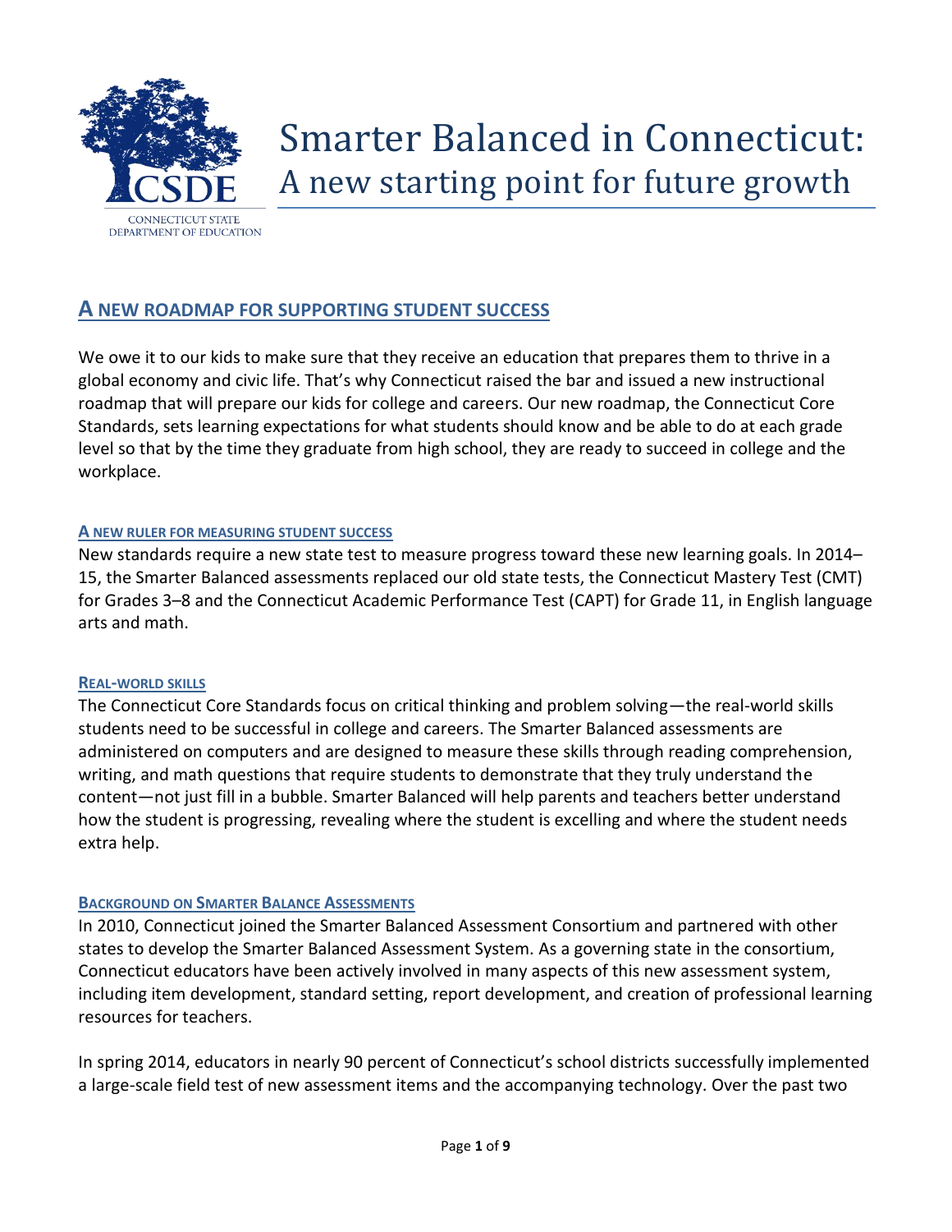CONNECTICUT STATE DEPARTMENT OF EDUCATION

# Smarter Balanced in Connecticut: A new starting point for future growth

## A NEW ROADMAP FOR SUPPORTING STUDENT SUCCESS

We owe it to our kids to make sure that they receive an education that prepares them to thrive in a global economy and civic life. That's why Connecticut raised the bar and issued a new instructional roadmap that will prepare our kids for college and careers. Our new roadmap, the Connecticut Core Standards, sets learning expectations for what students should know and be able to do at each grade level so that by the time they graduate from high school, they are ready to succeed in college and the workplace.

### A NEW RULER FOR MEASURING STUDENT SUCCESS

New standards require a new state test to measure progress toward these new learning goals. In 2014–15, the Smarter Balanced assessments replaced our old state tests, the Connecticut Mastery Test (CMT) for Grades 3–8 and the Connecticut Academic Performance Test (CAPT) for Grade 11, in English language arts and math.

### REAL-WORLD SKILLS

The Connecticut Core Standards focus on critical thinking and problem solving—the real-world skills students need to be successful in college and careers. The Smarter Balanced assessments are administered on computers and are designed to measure these skills through reading comprehension, writing, and math questions that require students to demonstrate that they truly understand the content—not just fill in a bubble. Smarter Balanced will help parents and teachers better understand how the student is progressing, revealing where the student is excelling and where the student needs extra help.

### BACKGROUND ON SMARTER BALANCE ASSESSMENTS

In 2010, Connecticut joined the Smarter Balanced Assessment Consortium and partnered with other states to develop the Smarter Balanced Assessment System. As a governing state in the consortium, Connecticut educators have been actively involved in many aspects of this new assessment system, including item development, standard setting, report development, and creation of professional learning resources for teachers.

In spring 2014, educators in nearly 90 percent of Connecticut's school districts successfully implemented a large-scale field test of new assessment items and the accompanying technology. Over the past two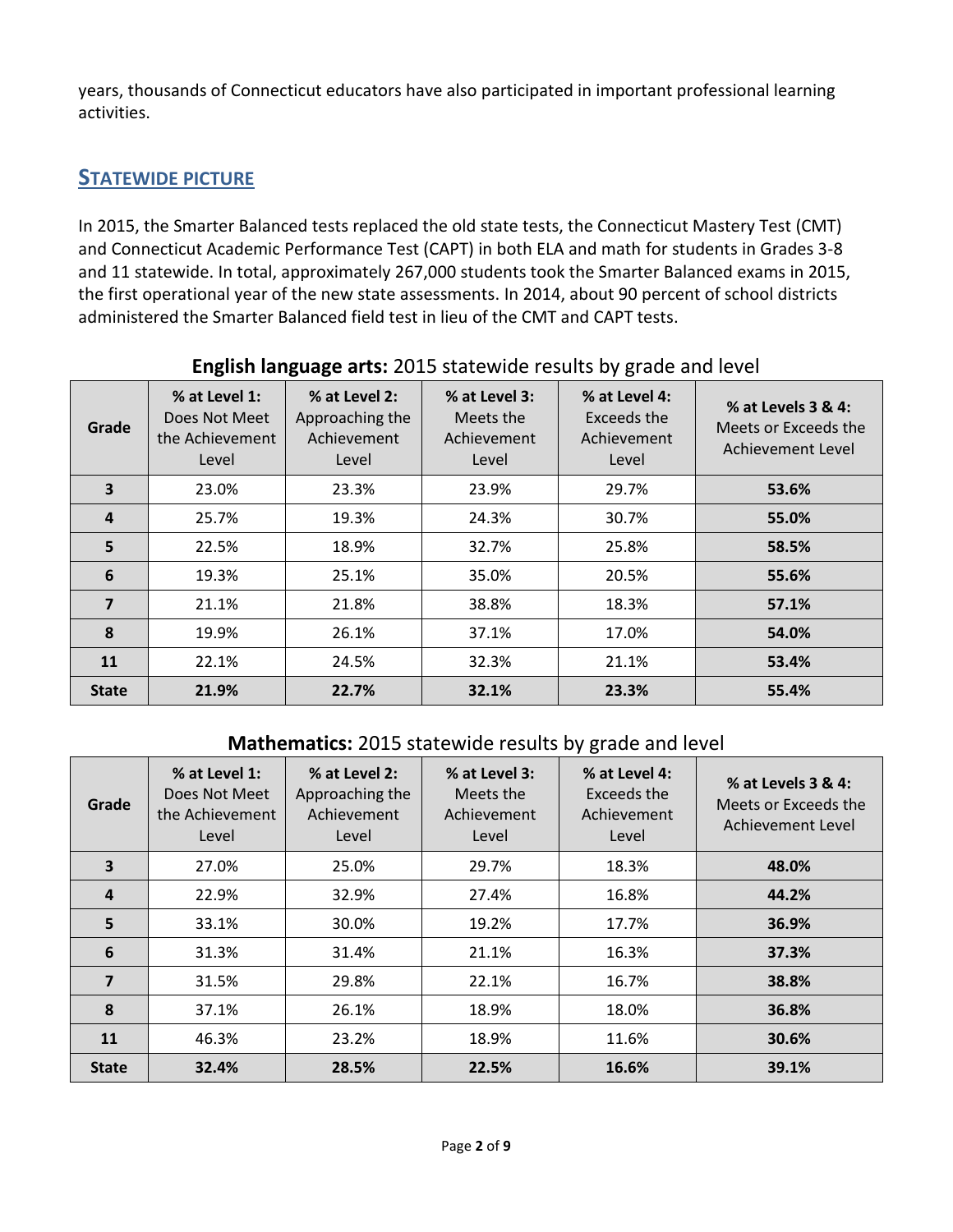years, thousands of Connecticut educators have also participated in important professional learning activities.

## STATEWIDE PICTURE

In 2015, the Smarter Balanced tests replaced the old state tests, the Connecticut Mastery Test (CMT) and Connecticut Academic Performance Test (CAPT) in both ELA and math for students in Grades 3-8 and 11 statewide. In total, approximately 267,000 students took the Smarter Balanced exams in 2015, the first operational year of the new state assessments. In 2014, about 90 percent of school districts administered the Smarter Balanced field test in lieu of the CMT and CAPT tests.

**English language arts:** 2015 statewide results by grade and level

| Grade | % at Level 1: Does Not Meet the Achievement Level | % at Level 2: Approaching the Achievement Level | % at Level 3: Meets the Achievement Level | % at Level 4: Exceeds the Achievement Level | % at Levels 3 & 4: Meets or Exceeds the Achievement Level |
|---|---|---|---|---|---|
| **3** | 23.0% | 23.3% | 23.9% | 29.7% | **53.6%** |
| **4** | 25.7% | 19.3% | 24.3% | 30.7% | **55.0%** |
| **5** | 22.5% | 18.9% | 32.7% | 25.8% | **58.5%** |
| **6** | 19.3% | 25.1% | 35.0% | 20.5% | **55.6%** |
| **7** | 21.1% | 21.8% | 38.8% | 18.3% | **57.1%** |
| **8** | 19.9% | 26.1% | 37.1% | 17.0% | **54.0%** |
| **11** | 22.1% | 24.5% | 32.3% | 21.1% | **53.4%** |
| **State** | **21.9%** | **22.7%** | **32.1%** | **23.3%** | **55.4%** |

**Mathematics:** 2015 statewide results by grade and level

| Grade | % at Level 1: Does Not Meet the Achievement Level | % at Level 2: Approaching the Achievement Level | % at Level 3: Meets the Achievement Level | % at Level 4: Exceeds the Achievement Level | % at Levels 3 & 4: Meets or Exceeds the Achievement Level |
|---|---|---|---|---|---|
| **3** | 27.0% | 25.0% | 29.7% | 18.3% | **48.0%** |
| **4** | 22.9% | 32.9% | 27.4% | 16.8% | **44.2%** |
| **5** | 33.1% | 30.0% | 19.2% | 17.7% | **36.9%** |
| **6** | 31.3% | 31.4% | 21.1% | 16.3% | **37.3%** |
| **7** | 31.5% | 29.8% | 22.1% | 16.7% | **38.8%** |
| **8** | 37.1% | 26.1% | 18.9% | 18.0% | **36.8%** |
| **11** | 46.3% | 23.2% | 18.9% | 11.6% | **30.6%** |
| **State** | **32.4%** | **28.5%** | **22.5%** | **16.6%** | **39.1%** |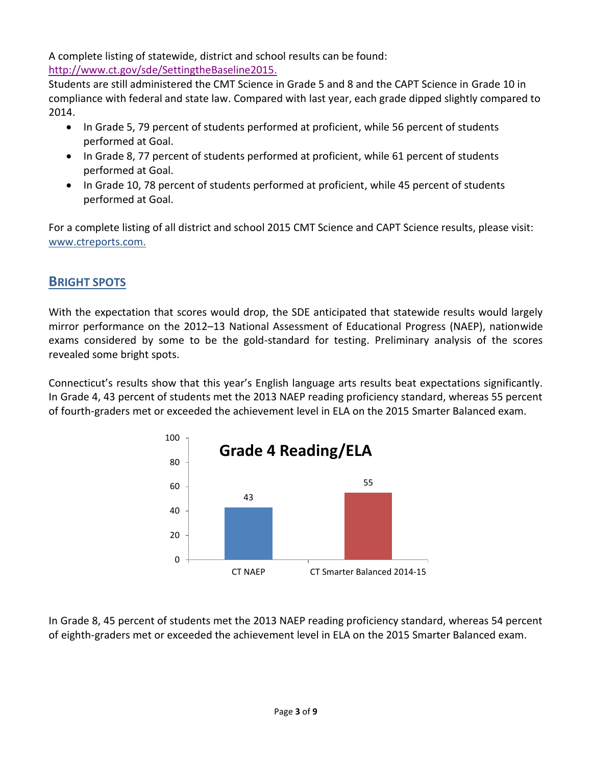A complete listing of statewide, district and school results can be found: [http://www.ct.gov/sde/SettingtheBaseline2015.](http://www.ct.gov/sde/SettingtheBaseline2015)

Students are still administered the CMT Science in Grade 5 and 8 and the CAPT Science in Grade 10 in compliance with federal and state law. Compared with last year, each grade dipped slightly compared to 2014.

- In Grade 5, 79 percent of students performed at proficient, while 56 percent of students performed at Goal.
- In Grade 8, 77 percent of students performed at proficient, while 61 percent of students performed at Goal.
- In Grade 10, 78 percent of students performed at proficient, while 45 percent of students performed at Goal.

For a complete listing of all district and school 2015 CMT Science and CAPT Science results, please visit: [www.ctreports.com.](http://www.ctreports.com)

## BRIGHT SPOTS

With the expectation that scores would drop, the SDE anticipated that statewide results would largely mirror performance on the 2012–13 National Assessment of Educational Progress (NAEP), nationwide exams considered by some to be the gold-standard for testing. Preliminary analysis of the scores revealed some bright spots.

Connecticut's results show that this year's English language arts results beat expectations significantly. In Grade 4, 43 percent of students met the 2013 NAEP reading proficiency standard, whereas 55 percent of fourth-graders met or exceeded the achievement level in ELA on the 2015 Smarter Balanced exam.

**Grade 4 Reading/ELA**

| | Percent |
|---|---|
| CT NAEP | 43 |
| CT Smarter Balanced 2014-15 | 55 |

In Grade 8, 45 percent of students met the 2013 NAEP reading proficiency standard, whereas 54 percent of eighth-graders met or exceeded the achievement level in ELA on the 2015 Smarter Balanced exam.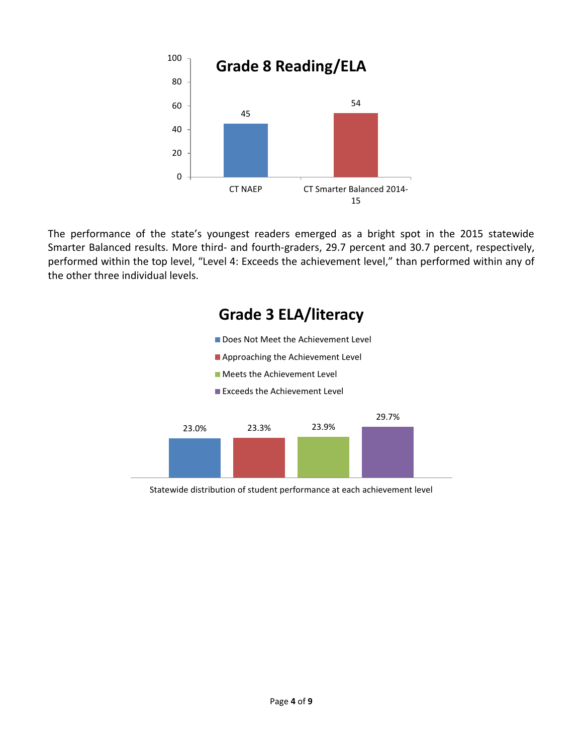**Grade 8 Reading/ELA**

| | Percent |
|---|---|
| CT NAEP | 45 |
| CT Smarter Balanced 2014-15 | 54 |

The performance of the state's youngest readers emerged as a bright spot in the 2015 statewide Smarter Balanced results. More third- and fourth-graders, 29.7 percent and 30.7 percent, respectively, performed within the top level, "Level 4: Exceeds the achievement level," than performed within any of the other three individual levels.

**Grade 3 ELA/literacy**

| Achievement Level | Percent |
|---|---|
| Does Not Meet the Achievement Level | 23.0% |
| Approaching the Achievement Level | 23.3% |
| Meets the Achievement Level | 23.9% |
| Exceeds the Achievement Level | 29.7% |

Statewide distribution of student performance at each achievement level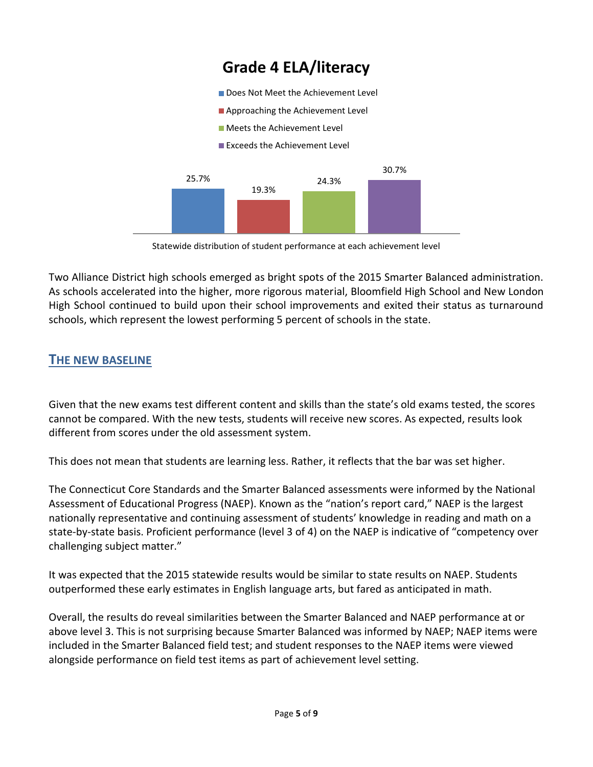## Grade 4 ELA/literacy

| Achievement Level | Percent |
|---|---|
| Does Not Meet the Achievement Level | 25.7% |
| Approaching the Achievement Level | 19.3% |
| Meets the Achievement Level | 24.3% |
| Exceeds the Achievement Level | 30.7% |

Statewide distribution of student performance at each achievement level

Two Alliance District high schools emerged as bright spots of the 2015 Smarter Balanced administration. As schools accelerated into the higher, more rigorous material, Bloomfield High School and New London High School continued to build upon their school improvements and exited their status as turnaround schools, which represent the lowest performing 5 percent of schools in the state.

## THE NEW BASELINE

Given that the new exams test different content and skills than the state's old exams tested, the scores cannot be compared. With the new tests, students will receive new scores. As expected, results look different from scores under the old assessment system.

This does not mean that students are learning less. Rather, it reflects that the bar was set higher.

The Connecticut Core Standards and the Smarter Balanced assessments were informed by the National Assessment of Educational Progress (NAEP). Known as the "nation's report card," NAEP is the largest nationally representative and continuing assessment of students' knowledge in reading and math on a state-by-state basis. Proficient performance (level 3 of 4) on the NAEP is indicative of "competency over challenging subject matter."

It was expected that the 2015 statewide results would be similar to state results on NAEP. Students outperformed these early estimates in English language arts, but fared as anticipated in math.

Overall, the results do reveal similarities between the Smarter Balanced and NAEP performance at or above level 3. This is not surprising because Smarter Balanced was informed by NAEP; NAEP items were included in the Smarter Balanced field test; and student responses to the NAEP items were viewed alongside performance on field test items as part of achievement level setting.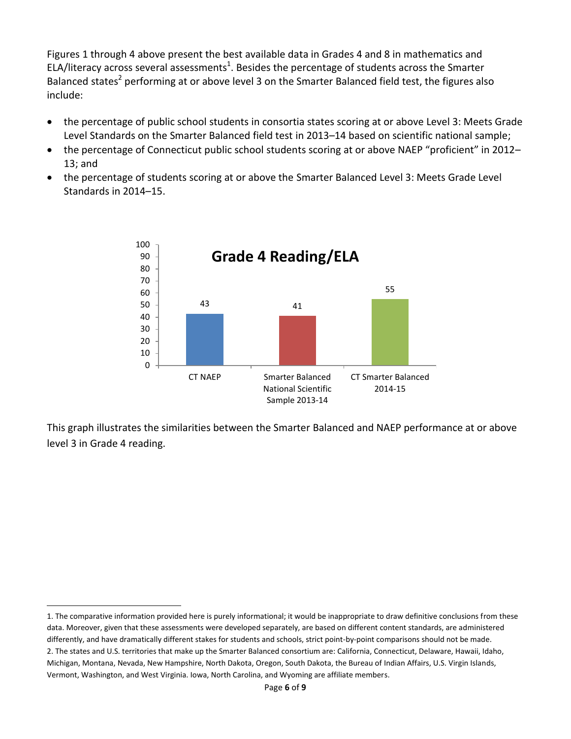Figures 1 through 4 above present the best available data in Grades 4 and 8 in mathematics and ELA/literacy across several assessments[1]. Besides the percentage of students across the Smarter Balanced states[2] performing at or above level 3 on the Smarter Balanced field test, the figures also include:

- the percentage of public school students in consortia states scoring at or above Level 3: Meets Grade Level Standards on the Smarter Balanced field test in 2013–14 based on scientific national sample;
- the percentage of Connecticut public school students scoring at or above NAEP "proficient" in 2012–13; and
- the percentage of students scoring at or above the Smarter Balanced Level 3: Meets Grade Level Standards in 2014–15.

**Grade 4 Reading/ELA**

| | CT NAEP | Smarter Balanced National Scientific Sample 2013-14 | CT Smarter Balanced 2014-15 |
|---|---|---|---|
| Percent | 43 | 41 | 55 |

This graph illustrates the similarities between the Smarter Balanced and NAEP performance at or above level 3 in Grade 4 reading.

---

1. The comparative information provided here is purely informational; it would be inappropriate to draw definitive conclusions from these data. Moreover, given that these assessments were developed separately, are based on different content standards, are administered differently, and have dramatically different stakes for students and schools, strict point-by-point comparisons should not be made.

2. The states and U.S. territories that make up the Smarter Balanced consortium are: California, Connecticut, Delaware, Hawaii, Idaho, Michigan, Montana, Nevada, New Hampshire, North Dakota, Oregon, South Dakota, the Bureau of Indian Affairs, U.S. Virgin Islands, Vermont, Washington, and West Virginia. Iowa, North Carolina, and Wyoming are affiliate members.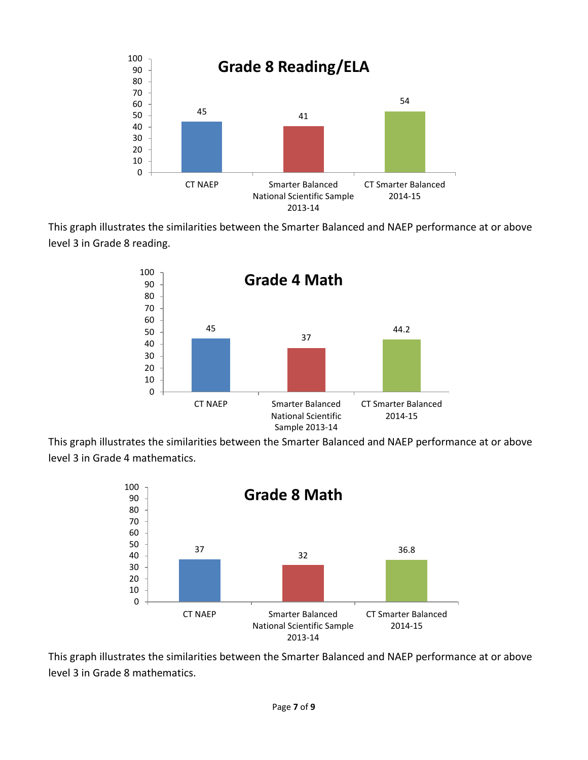**Grade 8 Reading/ELA**

| | CT NAEP | Smarter Balanced National Scientific Sample 2013-14 | CT Smarter Balanced 2014-15 |
|---|---|---|---|
| Grade 8 Reading/ELA | 45 | 41 | 54 |

This graph illustrates the similarities between the Smarter Balanced and NAEP performance at or above level 3 in Grade 8 reading.

**Grade 4 Math**

| | CT NAEP | Smarter Balanced National Scientific Sample 2013-14 | CT Smarter Balanced 2014-15 |
|---|---|---|---|
| Grade 4 Math | 45 | 37 | 44.2 |

This graph illustrates the similarities between the Smarter Balanced and NAEP performance at or above level 3 in Grade 4 mathematics.

**Grade 8 Math**

| | CT NAEP | Smarter Balanced National Scientific Sample 2013-14 | CT Smarter Balanced 2014-15 |
|---|---|---|---|
| Grade 8 Math | 37 | 32 | 36.8 |

This graph illustrates the similarities between the Smarter Balanced and NAEP performance at or above level 3 in Grade 8 mathematics.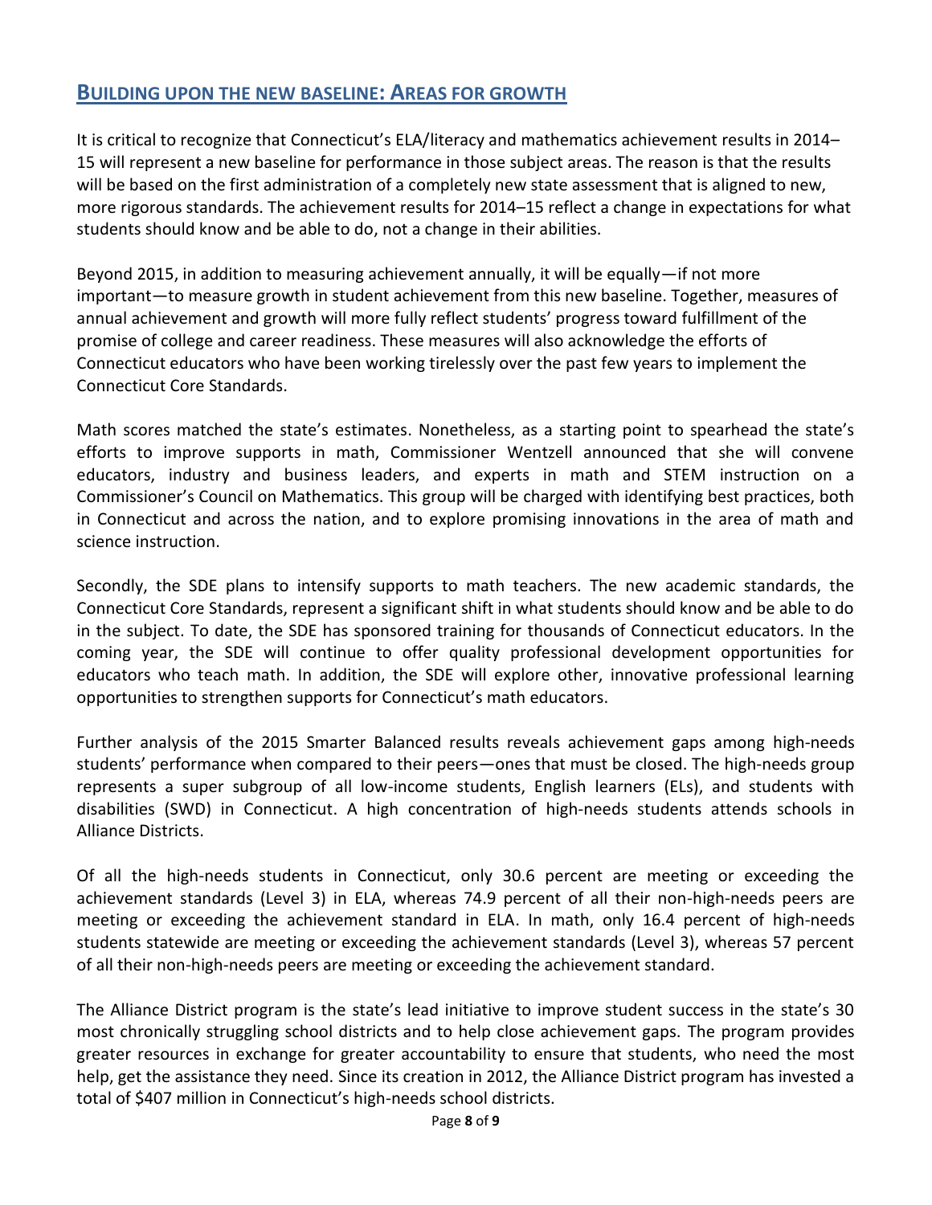## BUILDING UPON THE NEW BASELINE: AREAS FOR GROWTH

It is critical to recognize that Connecticut's ELA/literacy and mathematics achievement results in 2014–15 will represent a new baseline for performance in those subject areas. The reason is that the results will be based on the first administration of a completely new state assessment that is aligned to new, more rigorous standards. The achievement results for 2014–15 reflect a change in expectations for what students should know and be able to do, not a change in their abilities.

Beyond 2015, in addition to measuring achievement annually, it will be equally—if not more important—to measure growth in student achievement from this new baseline. Together, measures of annual achievement and growth will more fully reflect students' progress toward fulfillment of the promise of college and career readiness. These measures will also acknowledge the efforts of Connecticut educators who have been working tirelessly over the past few years to implement the Connecticut Core Standards.

Math scores matched the state's estimates. Nonetheless, as a starting point to spearhead the state's efforts to improve supports in math, Commissioner Wentzell announced that she will convene educators, industry and business leaders, and experts in math and STEM instruction on a Commissioner's Council on Mathematics. This group will be charged with identifying best practices, both in Connecticut and across the nation, and to explore promising innovations in the area of math and science instruction.

Secondly, the SDE plans to intensify supports to math teachers. The new academic standards, the Connecticut Core Standards, represent a significant shift in what students should know and be able to do in the subject. To date, the SDE has sponsored training for thousands of Connecticut educators. In the coming year, the SDE will continue to offer quality professional development opportunities for educators who teach math. In addition, the SDE will explore other, innovative professional learning opportunities to strengthen supports for Connecticut's math educators.

Further analysis of the 2015 Smarter Balanced results reveals achievement gaps among high-needs students' performance when compared to their peers—ones that must be closed. The high-needs group represents a super subgroup of all low-income students, English learners (ELs), and students with disabilities (SWD) in Connecticut. A high concentration of high-needs students attends schools in Alliance Districts.

Of all the high-needs students in Connecticut, only 30.6 percent are meeting or exceeding the achievement standards (Level 3) in ELA, whereas 74.9 percent of all their non-high-needs peers are meeting or exceeding the achievement standard in ELA. In math, only 16.4 percent of high-needs students statewide are meeting or exceeding the achievement standards (Level 3), whereas 57 percent of all their non-high-needs peers are meeting or exceeding the achievement standard.

The Alliance District program is the state's lead initiative to improve student success in the state's 30 most chronically struggling school districts and to help close achievement gaps. The program provides greater resources in exchange for greater accountability to ensure that students, who need the most help, get the assistance they need. Since its creation in 2012, the Alliance District program has invested a total of $407 million in Connecticut's high-needs school districts.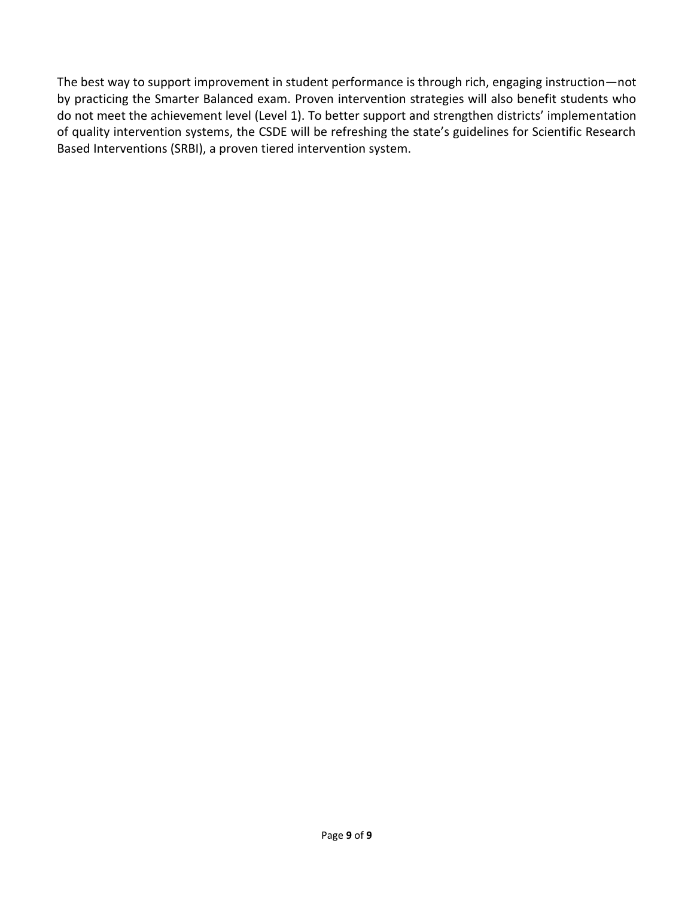The best way to support improvement in student performance is through rich, engaging instruction—not by practicing the Smarter Balanced exam. Proven intervention strategies will also benefit students who do not meet the achievement level (Level 1). To better support and strengthen districts' implementation of quality intervention systems, the CSDE will be refreshing the state's guidelines for Scientific Research Based Interventions (SRBI), a proven tiered intervention system.